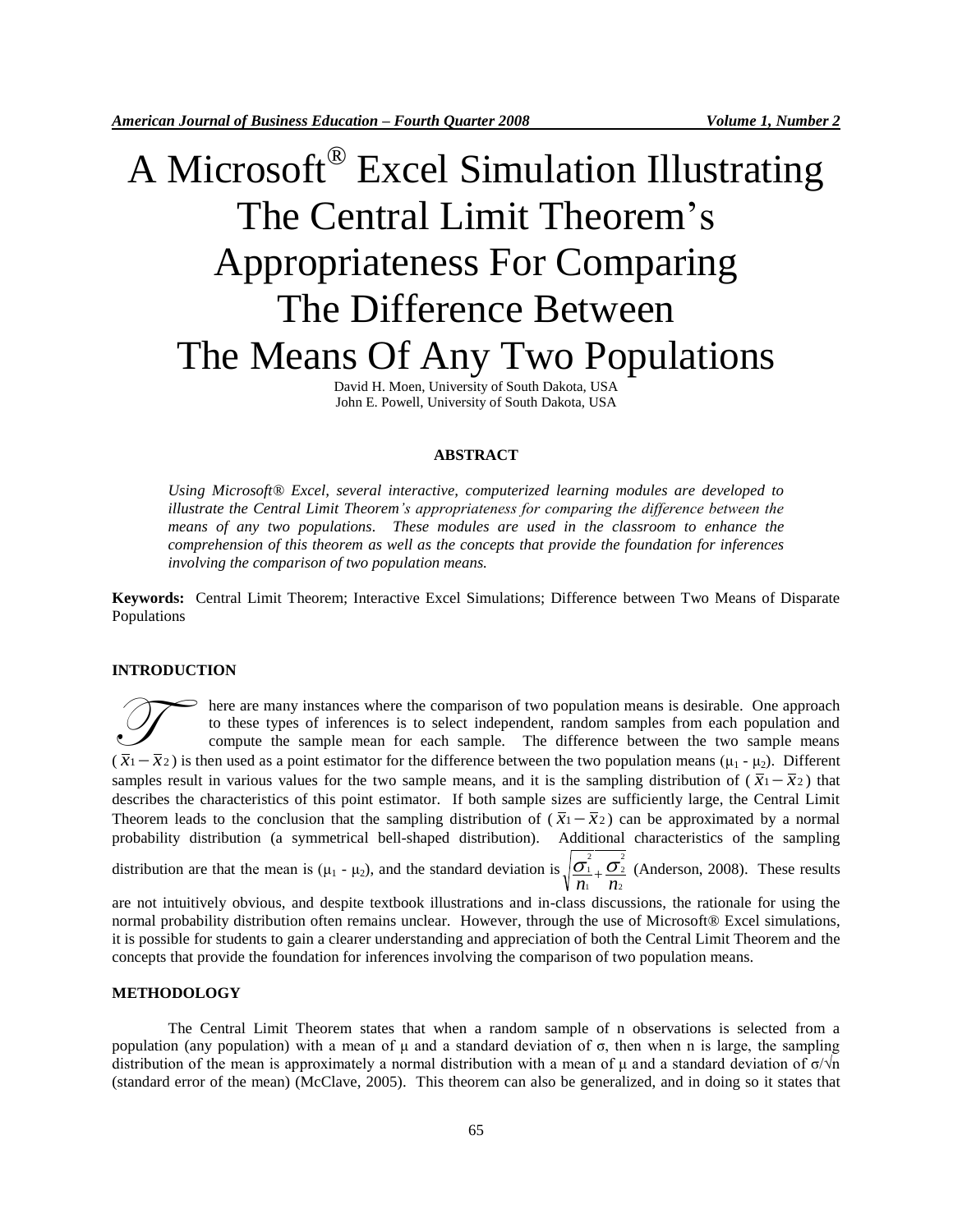# A Microsoft® Excel Simulation Illustrating The Central Limit Theorem's Appropriateness For Comparing The Difference Between The Means Of Any Two Populations

David H. Moen, University of South Dakota, USA
John E. Powell, University of South Dakota, USA

## ABSTRACT

*Using Microsoft® Excel, several interactive, computerized learning modules are developed to illustrate the Central Limit Theorem's appropriateness for comparing the difference between the means of any two populations. These modules are used in the classroom to enhance the comprehension of this theorem as well as the concepts that provide the foundation for inferences involving the comparison of two population means.*

**Keywords:** Central Limit Theorem; Interactive Excel Simulations; Difference between Two Means of Disparate Populations

## INTRODUCTION

There are many instances where the comparison of two population means is desirable. One approach to these types of inferences is to select independent, random samples from each population and compute the sample mean for each sample. The difference between the two sample means ($\bar{x}_1 - \bar{x}_2$) is then used as a point estimator for the difference between the two population means ($\mu_1 - \mu_2$). Different samples result in various values for the two sample means, and it is the sampling distribution of ($\bar{x}_1 - \bar{x}_2$) that describes the characteristics of this point estimator. If both sample sizes are sufficiently large, the Central Limit Theorem leads to the conclusion that the sampling distribution of ($\bar{x}_1 - \bar{x}_2$) can be approximated by a normal probability distribution (a symmetrical bell-shaped distribution). Additional characteristics of the sampling distribution are that the mean is ($\mu_1 - \mu_2$), and the standard deviation is $\sqrt{\frac{\sigma_1^2}{n_1} + \frac{\sigma_2^2}{n_2}}$ (Anderson, 2008). These results are not intuitively obvious, and despite textbook illustrations and in-class discussions, the rationale for using the normal probability distribution often remains unclear. However, through the use of Microsoft® Excel simulations, it is possible for students to gain a clearer understanding and appreciation of both the Central Limit Theorem and the concepts that provide the foundation for inferences involving the comparison of two population means.

## METHODOLOGY

The Central Limit Theorem states that when a random sample of n observations is selected from a population (any population) with a mean of $\mu$ and a standard deviation of $\sigma$, then when n is large, the sampling distribution of the mean is approximately a normal distribution with a mean of $\mu$ and a standard deviation of $\sigma/\sqrt{n}$ (standard error of the mean) (McClave, 2005). This theorem can also be generalized, and in doing so it states that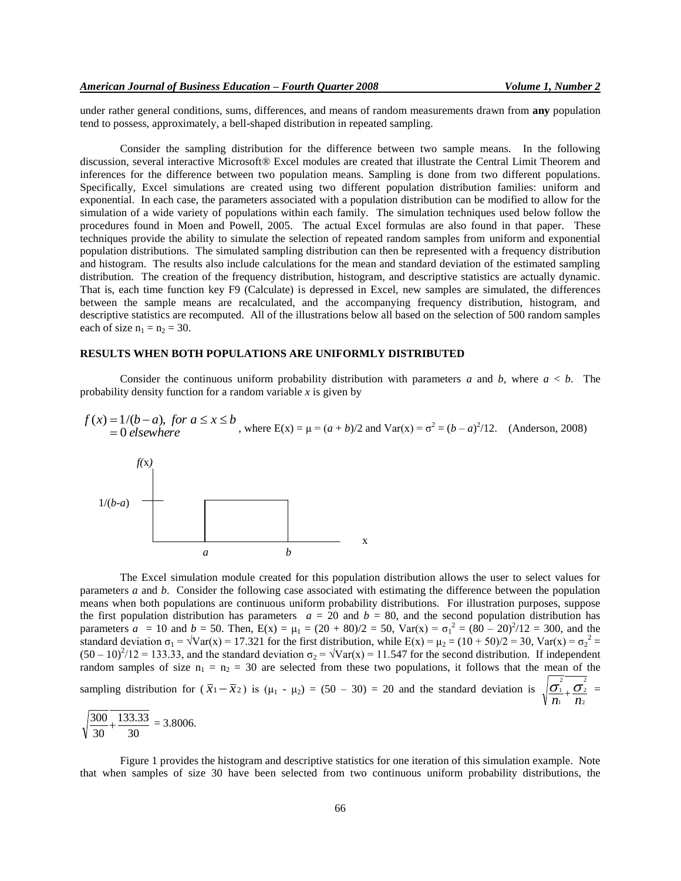under rather general conditions, sums, differences, and means of random measurements drawn from **any** population tend to possess, approximately, a bell-shaped distribution in repeated sampling.

Consider the sampling distribution for the difference between two sample means. In the following discussion, several interactive Microsoft® Excel modules are created that illustrate the Central Limit Theorem and inferences for the difference between two population means. Sampling is done from two different populations. Specifically, Excel simulations are created using two different population distribution families: uniform and exponential. In each case, the parameters associated with a population distribution can be modified to allow for the simulation of a wide variety of populations within each family. The simulation techniques used below follow the procedures found in Moen and Powell, 2005. The actual Excel formulas are also found in that paper. These techniques provide the ability to simulate the selection of repeated random samples from uniform and exponential population distributions. The simulated sampling distribution can then be represented with a frequency distribution and histogram. The results also include calculations for the mean and standard deviation of the estimated sampling distribution. The creation of the frequency distribution, histogram, and descriptive statistics are actually dynamic. That is, each time function key F9 (Calculate) is depressed in Excel, new samples are simulated, the differences between the sample means are recalculated, and the accompanying frequency distribution, histogram, and descriptive statistics are recomputed. All of the illustrations below all based on the selection of 500 random samples each of size $n_1 = n_2 = 30$.

## RESULTS WHEN BOTH POPULATIONS ARE UNIFORMLY DISTRIBUTED

Consider the continuous uniform probability distribution with parameters $a$ and $b$, where $a < b$. The probability density function for a random variable $x$ is given by

$$f(x) = 1/(b-a), \text{ for } a \le x \le b$$
$$= 0 \text{ elsewhere}$$

, where $E(x) = \mu = (a + b)/2$ and $Var(x) = \sigma^2 = (b - a)^2/12$. (Anderson, 2008)

The Excel simulation module created for this population distribution allows the user to select values for parameters $a$ and $b$. Consider the following case associated with estimating the difference between the population means when both populations are continuous uniform probability distributions. For illustration purposes, suppose the first population distribution has parameters $a = 20$ and $b = 80$, and the second population distribution has parameters $a = 10$ and $b = 50$. Then, $E(x) = \mu_1 = (20 + 80)/2 = 50$, $Var(x) = \sigma_1^2 = (80 - 20)^2/12 = 300$, and the standard deviation $\sigma_1 = \sqrt{Var(x)} = 17.321$ for the first distribution, while $E(x) = \mu_2 = (10 + 50)/2 = 30$, $Var(x) = \sigma_2^2 = (50 - 10)^2/12 = 133.33$, and the standard deviation $\sigma_2 = \sqrt{Var(x)} = 11.547$ for the second distribution. If independent random samples of size $n_1 = n_2 = 30$ are selected from these two populations, it follows that the mean of the sampling distribution for $(\bar{x}_1 - \bar{x}_2)$ is $(\mu_1 - \mu_2) = (50 - 30) = 20$ and the standard deviation is $\sqrt{\frac{\sigma_1^2}{n_1} + \frac{\sigma_2^2}{n_2}} = \sqrt{\frac{300}{30} + \frac{133.33}{30}} = 3.8006$.

Figure 1 provides the histogram and descriptive statistics for one iteration of this simulation example. Note that when samples of size 30 have been selected from two continuous uniform probability distributions, the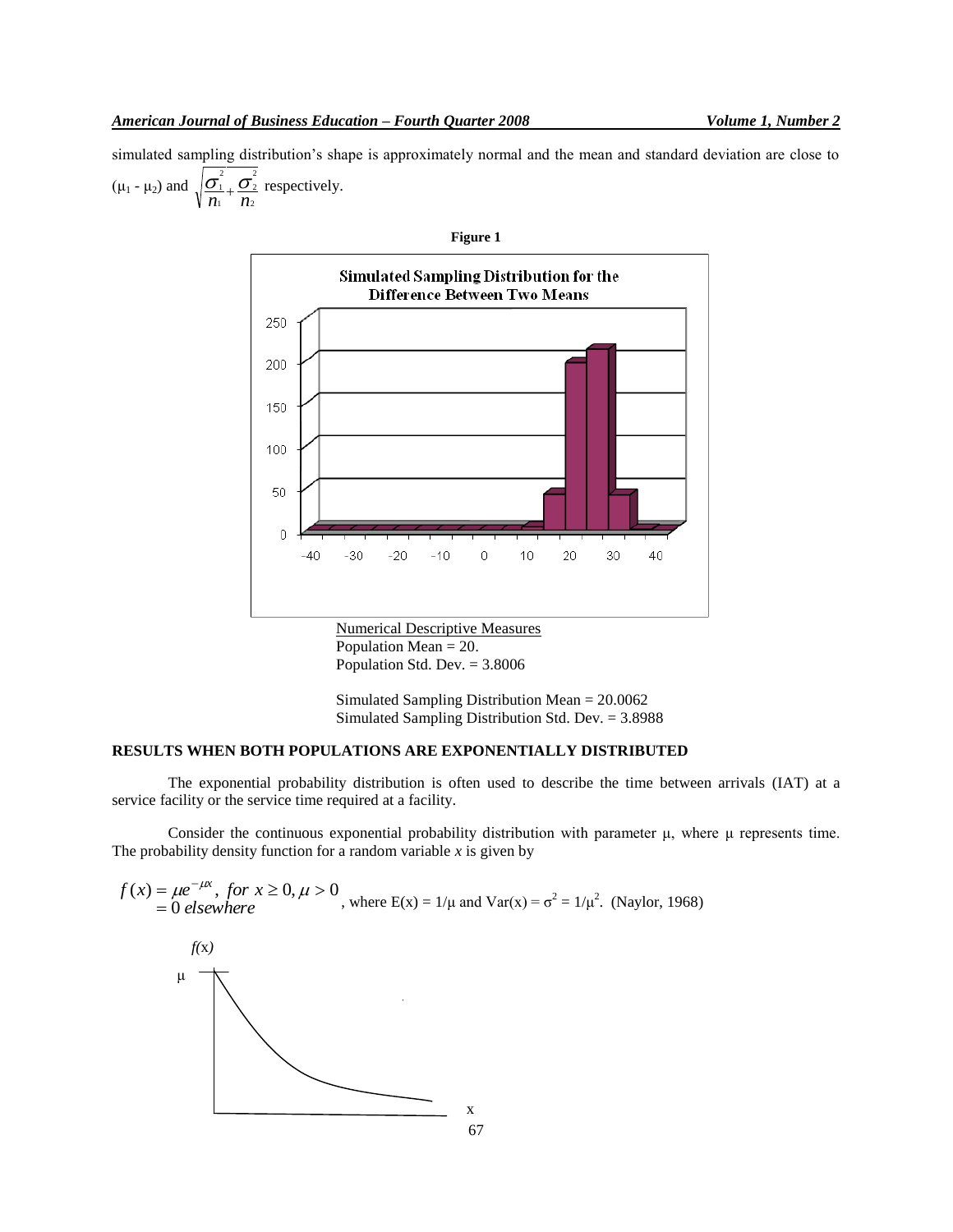simulated sampling distribution's shape is approximately normal and the mean and standard deviation are close to ($\mu_1$ - $\mu_2$) and $\sqrt{\frac{\sigma_1^2}{n_1}+\frac{\sigma_2^2}{n_2}}$ respectively.

**Figure 1**

Numerical Descriptive Measures
Population Mean = 20.
Population Std. Dev. = 3.8006

Simulated Sampling Distribution Mean = 20.0062
Simulated Sampling Distribution Std. Dev. = 3.8988

**RESULTS WHEN BOTH POPULATIONS ARE EXPONENTIALLY DISTRIBUTED**

The exponential probability distribution is often used to describe the time between arrivals (IAT) at a service facility or the service time required at a facility.

Consider the continuous exponential probability distribution with parameter μ, where μ represents time. The probability density function for a random variable *x* is given by

$$f(x) = \mu e^{-\mu x},\ for\ x \geq 0, \mu > 0$$
$$= 0\ elsewhere$$

, where $E(x) = 1/\mu$ and $Var(x) = \sigma^2 = 1/\mu^2$. (Naylor, 1968)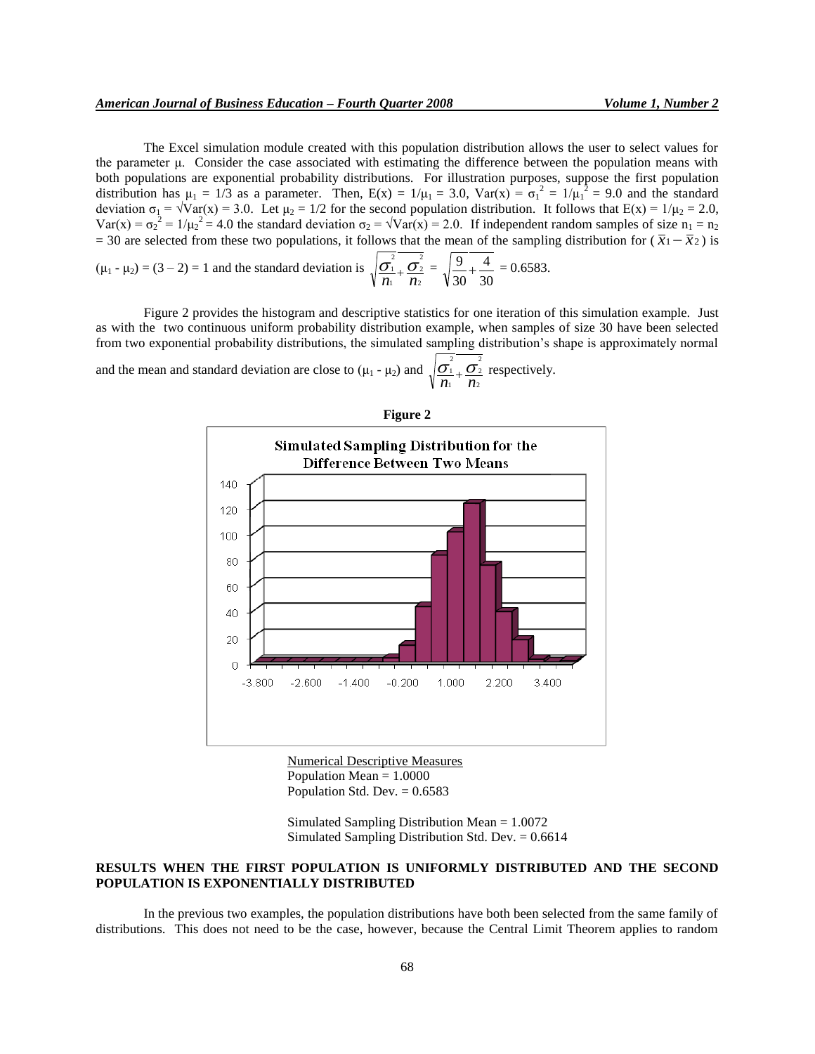The Excel simulation module created with this population distribution allows the user to select values for the parameter μ. Consider the case associated with estimating the difference between the population means with both populations are exponential probability distributions. For illustration purposes, suppose the first population distribution has $\mu_1 = 1/3$ as a parameter. Then, $E(x) = 1/\mu_1 = 3.0$, $Var(x) = \sigma_1^2 = 1/\mu_1^2 = 9.0$ and the standard deviation $\sigma_1 = \sqrt{Var(x)} = 3.0$. Let $\mu_2 = 1/2$ for the second population distribution. It follows that $E(x) = 1/\mu_2 = 2.0$, $Var(x) = \sigma_2^2 = 1/\mu_2^2 = 4.0$ the standard deviation $\sigma_2 = \sqrt{Var(x)} = 2.0$. If independent random samples of size $n_1 = n_2 = 30$ are selected from these two populations, it follows that the mean of the sampling distribution for $(\bar{x}_1 - \bar{x}_2)$ is $(\mu_1 - \mu_2) = (3 - 2) = 1$ and the standard deviation is $\sqrt{\frac{\sigma_1^2}{n_1} + \frac{\sigma_2^2}{n_2}} = \sqrt{\frac{9}{30} + \frac{4}{30}} = 0.6583$.

Figure 2 provides the histogram and descriptive statistics for one iteration of this simulation example. Just as with the two continuous uniform probability distribution example, when samples of size 30 have been selected from two exponential probability distributions, the simulated sampling distribution's shape is approximately normal and the mean and standard deviation are close to $(\mu_1 - \mu_2)$ and $\sqrt{\frac{\sigma_1^2}{n_1} + \frac{\sigma_2^2}{n_2}}$ respectively.

**Figure 2**

Simulated Sampling Distribution for the Difference Between Two Means

Numerical Descriptive Measures
Population Mean = 1.0000
Population Std. Dev. = 0.6583

Simulated Sampling Distribution Mean = 1.0072
Simulated Sampling Distribution Std. Dev. = 0.6614

## RESULTS WHEN THE FIRST POPULATION IS UNIFORMLY DISTRIBUTED AND THE SECOND POPULATION IS EXPONENTIALLY DISTRIBUTED

In the previous two examples, the population distributions have both been selected from the same family of distributions. This does not need to be the case, however, because the Central Limit Theorem applies to random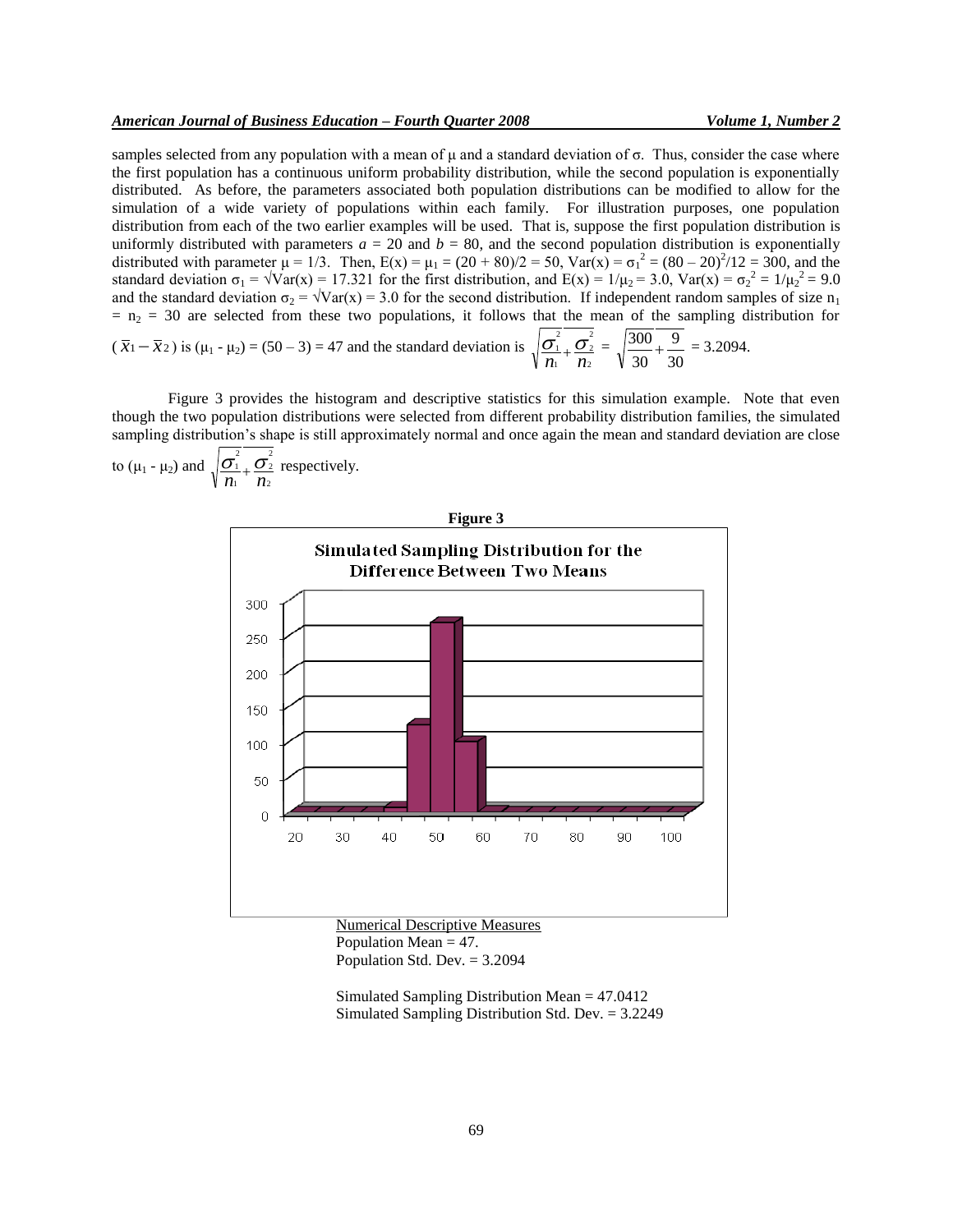samples selected from any population with a mean of μ and a standard deviation of σ. Thus, consider the case where the first population has a continuous uniform probability distribution, while the second population is exponentially distributed. As before, the parameters associated both population distributions can be modified to allow for the simulation of a wide variety of populations within each family. For illustration purposes, one population distribution from each of the two earlier examples will be used. That is, suppose the first population distribution is uniformly distributed with parameters $a = 20$ and $b = 80$, and the second population distribution is exponentially distributed with parameter $\mu = 1/3$. Then, $E(x) = \mu_1 = (20 + 80)/2 = 50$, $Var(x) = \sigma_1^2 = (80 - 20)^2/12 = 300$, and the standard deviation $\sigma_1 = \sqrt{Var(x)} = 17.321$ for the first distribution, and $E(x) = 1/\mu_2 = 3.0$, $Var(x) = \sigma_2^2 = 1/\mu_2^2 = 9.0$ and the standard deviation $\sigma_2 = \sqrt{Var(x)} = 3.0$ for the second distribution. If independent random samples of size $n_1 = n_2 = 30$ are selected from these two populations, it follows that the mean of the sampling distribution for $(\bar{x}_1 - \bar{x}_2)$ is $(\mu_1 - \mu_2) = (50 - 3) = 47$ and the standard deviation is $\sqrt{\frac{\sigma_1^2}{n_1} + \frac{\sigma_2^2}{n_2}} = \sqrt{\frac{300}{30} + \frac{9}{30}} = 3.2094$.

Figure 3 provides the histogram and descriptive statistics for this simulation example. Note that even though the two population distributions were selected from different probability distribution families, the simulated sampling distribution's shape is still approximately normal and once again the mean and standard deviation are close to $(\mu_1 - \mu_2)$ and $\sqrt{\frac{\sigma_1^2}{n_1} + \frac{\sigma_2^2}{n_2}}$ respectively.

**Figure 3**

Simulated Sampling Distribution for the Difference Between Two Means

Numerical Descriptive Measures
Population Mean = 47.
Population Std. Dev. = 3.2094

Simulated Sampling Distribution Mean = 47.0412
Simulated Sampling Distribution Std. Dev. = 3.2249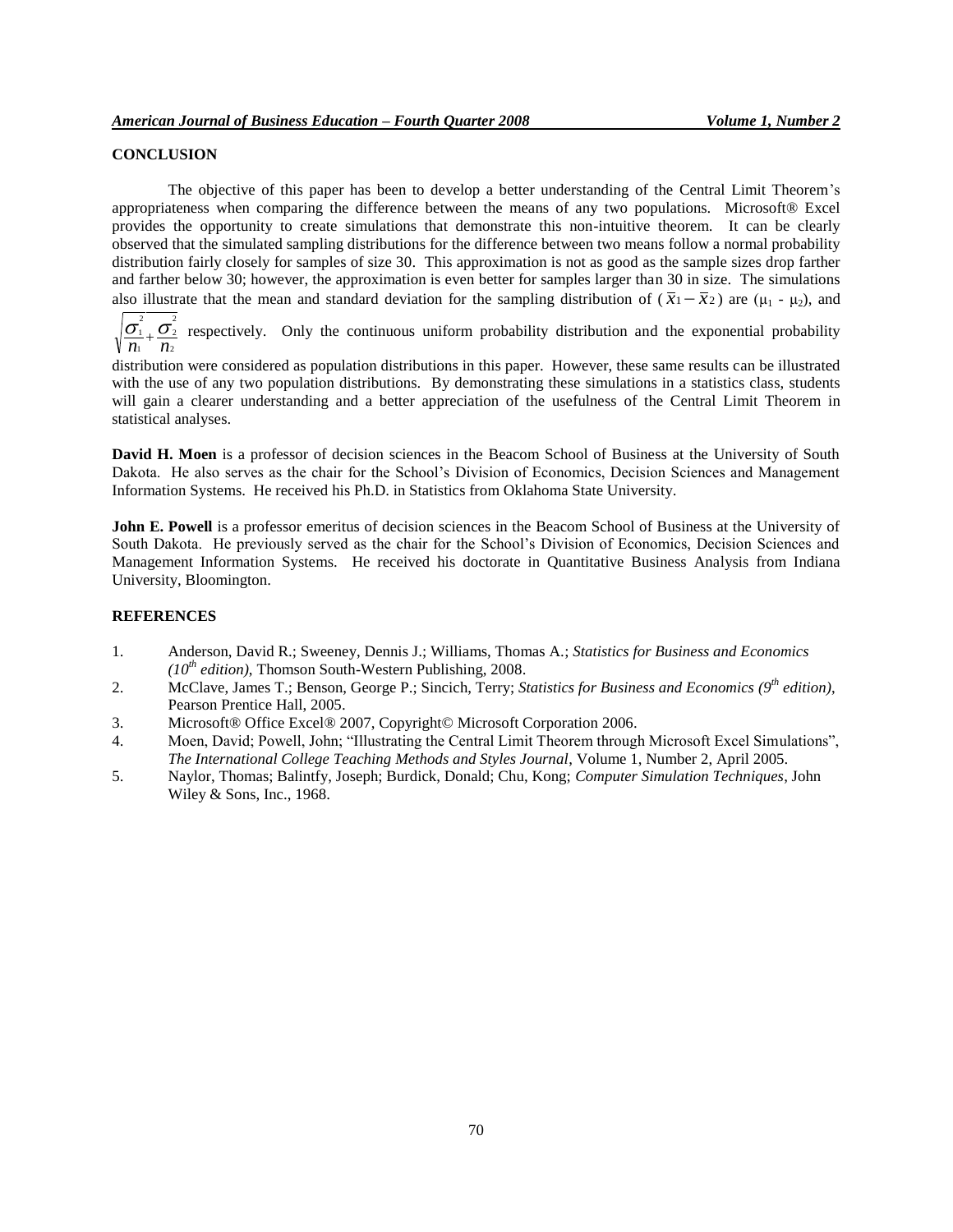## CONCLUSION

The objective of this paper has been to develop a better understanding of the Central Limit Theorem's appropriateness when comparing the difference between the means of any two populations. Microsoft® Excel provides the opportunity to create simulations that demonstrate this non-intuitive theorem. It can be clearly observed that the simulated sampling distributions for the difference between two means follow a normal probability distribution fairly closely for samples of size 30. This approximation is not as good as the sample sizes drop farther and farther below 30; however, the approximation is even better for samples larger than 30 in size. The simulations also illustrate that the mean and standard deviation for the sampling distribution of ($\bar{x}_1 - \bar{x}_2$) are ($\mu_1$ - $\mu_2$), and $\sqrt{\frac{\sigma_1^2}{n_1}+\frac{\sigma_2^2}{n_2}}$ respectively. Only the continuous uniform probability distribution and the exponential probability distribution were considered as population distributions in this paper. However, these same results can be illustrated with the use of any two population distributions. By demonstrating these simulations in a statistics class, students will gain a clearer understanding and a better appreciation of the usefulness of the Central Limit Theorem in statistical analyses.

**David H. Moen** is a professor of decision sciences in the Beacom School of Business at the University of South Dakota. He also serves as the chair for the School's Division of Economics, Decision Sciences and Management Information Systems. He received his Ph.D. in Statistics from Oklahoma State University.

**John E. Powell** is a professor emeritus of decision sciences in the Beacom School of Business at the University of South Dakota. He previously served as the chair for the School's Division of Economics, Decision Sciences and Management Information Systems. He received his doctorate in Quantitative Business Analysis from Indiana University, Bloomington.

## REFERENCES

1. Anderson, David R.; Sweeney, Dennis J.; Williams, Thomas A.; *Statistics for Business and Economics (10th edition)*, Thomson South-Western Publishing, 2008.
2. McClave, James T.; Benson, George P.; Sincich, Terry; *Statistics for Business and Economics (9th edition)*, Pearson Prentice Hall, 2005.
3. Microsoft® Office Excel® 2007, Copyright© Microsoft Corporation 2006.
4. Moen, David; Powell, John; "Illustrating the Central Limit Theorem through Microsoft Excel Simulations", *The International College Teaching Methods and Styles Journal*, Volume 1, Number 2, April 2005.
5. Naylor, Thomas; Balintfy, Joseph; Burdick, Donald; Chu, Kong; *Computer Simulation Techniques*, John Wiley & Sons, Inc., 1968.